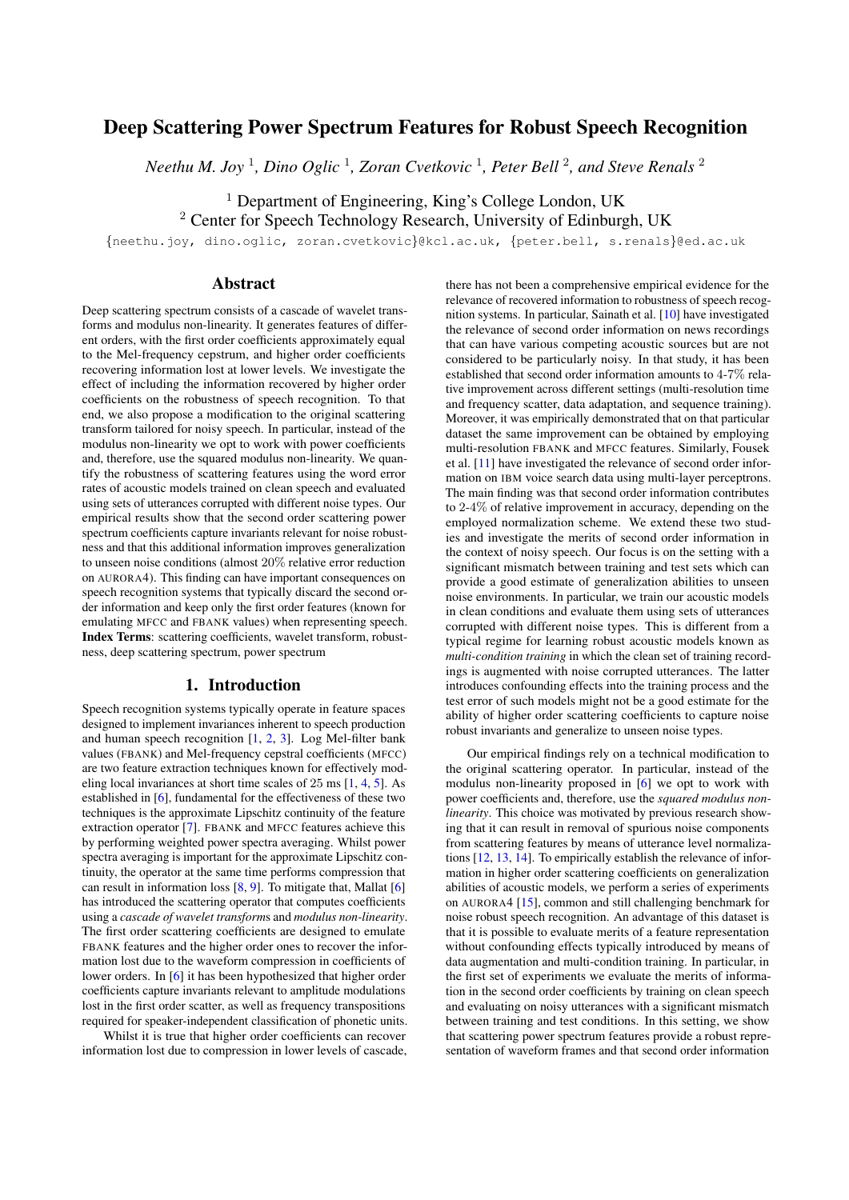# Deep Scattering Power Spectrum Features for Robust Speech Recognition

*Neethu M. Joy* [1], *Dino Oglic* [1], *Zoran Cvetkovic* [1], *Peter Bell* [2], *and Steve Renals* [2]

[1] Department of Engineering, King's College London, UK
[2] Center for Speech Technology Research, University of Edinburgh, UK

{neethu.joy, dino.oglic, zoran.cvetkovic}@kcl.ac.uk, {peter.bell, s.renals}@ed.ac.uk

## Abstract

Deep scattering spectrum consists of a cascade of wavelet transforms and modulus non-linearity. It generates features of different orders, with the first order coefficients approximately equal to the Mel-frequency cepstrum, and higher order coefficients recovering information lost at lower levels. We investigate the effect of including the information recovered by higher order coefficients on the robustness of speech recognition. To that end, we also propose a modification to the original scattering transform tailored for noisy speech. In particular, instead of the modulus non-linearity we opt to work with power coefficients and, therefore, use the squared modulus non-linearity. We quantify the robustness of scattering features using the word error rates of acoustic models trained on clean speech and evaluated using sets of utterances corrupted with different noise types. Our empirical results show that the second order scattering power spectrum coefficients capture invariants relevant for noise robustness and that this additional information improves generalization to unseen noise conditions (almost 20% relative error reduction on AURORA4). This finding can have important consequences on speech recognition systems that typically discard the second order information and keep only the first order features (known for emulating MFCC and FBANK values) when representing speech.

**Index Terms**: scattering coefficients, wavelet transform, robustness, deep scattering spectrum, power spectrum

## 1. Introduction

Speech recognition systems typically operate in feature spaces designed to implement invariances inherent to speech production and human speech recognition [1, 2, 3]. Log Mel-filter bank values (FBANK) and Mel-frequency cepstral coefficients (MFCC) are two feature extraction techniques known for effectively modeling local invariances at short time scales of 25 ms [1, 4, 5]. As established in [6], fundamental for the effectiveness of these two techniques is the approximate Lipschitz continuity of the feature extraction operator [7]. FBANK and MFCC features achieve this by performing weighted power spectra averaging. Whilst power spectra averaging is important for the approximate Lipschitz continuity, the operator at the same time performs compression that can result in information loss [8, 9]. To mitigate that, Mallat [6] has introduced the scattering operator that computes coefficients using a *cascade of wavelet transforms* and *modulus non-linearity*. The first order scattering coefficients are designed to emulate FBANK features and the higher order ones to recover the information lost due to the waveform compression in coefficients of lower orders. In [6] it has been hypothesized that higher order coefficients capture invariants relevant to amplitude modulations lost in the first order scatter, as well as frequency transpositions required for speaker-independent classification of phonetic units.

Whilst it is true that higher order coefficients can recover information lost due to compression in lower levels of cascade, there has not been a comprehensive empirical evidence for the relevance of recovered information to robustness of speech recognition systems. In particular, Sainath et al. [10] have investigated the relevance of second order information on news recordings that can have various competing acoustic sources but are not considered to be particularly noisy. In that study, it has been established that second order information amounts to 4-7% relative improvement across different settings (multi-resolution time and frequency scatter, data adaptation, and sequence training). Moreover, it was empirically demonstrated that on that particular dataset the same improvement can be obtained by employing multi-resolution FBANK and MFCC features. Similarly, Fousek et al. [11] have investigated the relevance of second order information on IBM voice search data using multi-layer perceptrons. The main finding was that second order information contributes to 2-4% of relative improvement in accuracy, depending on the employed normalization scheme. We extend these two studies and investigate the merits of second order information in the context of noisy speech. Our focus is on the setting with a significant mismatch between training and test sets which can provide a good estimate of generalization abilities to unseen noise environments. In particular, we train our acoustic models in clean conditions and evaluate them using sets of utterances corrupted with different noise types. This is different from a typical regime for learning robust acoustic models known as *multi-condition training* in which the clean set of training recordings is augmented with noise corrupted utterances. The latter introduces confounding effects into the training process and the test error of such models might not be a good estimate for the ability of higher order scattering coefficients to capture noise robust invariants and generalize to unseen noise types.

Our empirical findings rely on a technical modification to the original scattering operator. In particular, instead of the modulus non-linearity proposed in [6] we opt to work with power coefficients and, therefore, use the *squared modulus non-linearity*. This choice was motivated by previous research showing that it can result in removal of spurious noise components from scattering features by means of utterance level normalizations [12, 13, 14]. To empirically establish the relevance of information in higher order scattering coefficients on generalization abilities of acoustic models, we perform a series of experiments on AURORA4 [15], common and still challenging benchmark for noise robust speech recognition. An advantage of this dataset is that it is possible to evaluate merits of a feature representation without confounding effects typically introduced by means of data augmentation and multi-condition training. In particular, in the first set of experiments we evaluate the merits of information in the second order coefficients by training on clean speech and evaluating on noisy utterances with a significant mismatch between training and test conditions. In this setting, we show that scattering power spectrum features provide a robust representation of waveform frames and that second order information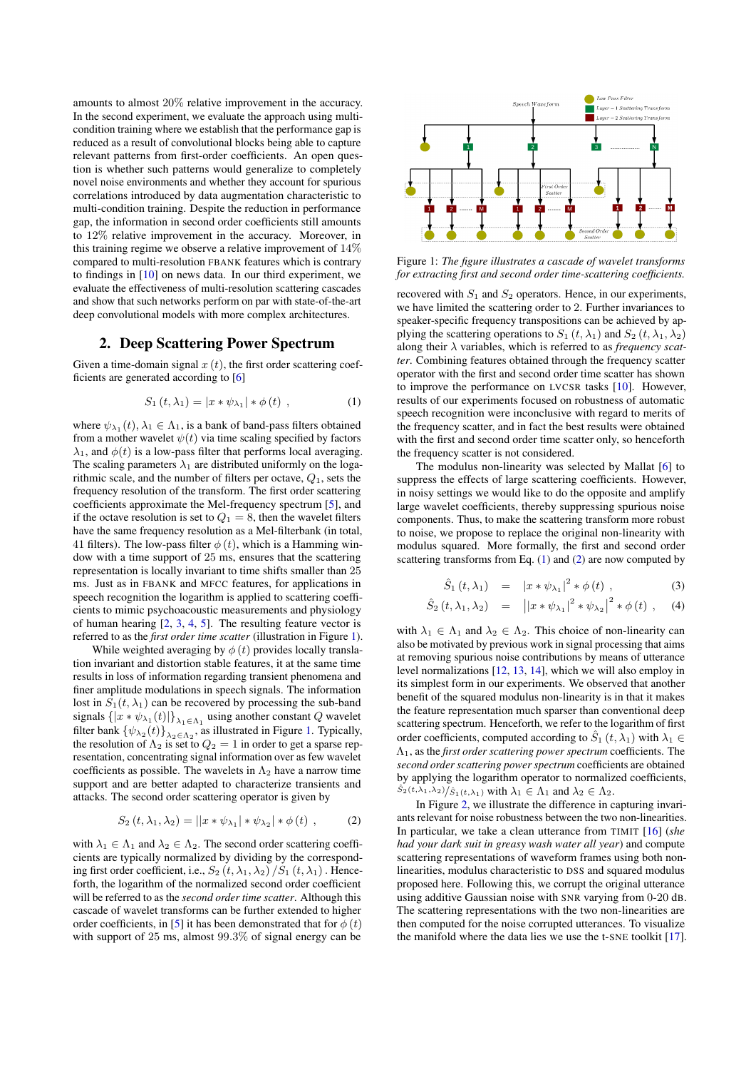amounts to almost 20% relative improvement in the accuracy. In the second experiment, we evaluate the approach using multi-condition training where we establish that the performance gap is reduced as a result of convolutional blocks being able to capture relevant patterns from first-order coefficients. An open question is whether such patterns would generalize to completely novel noise environments and whether they account for spurious correlations introduced by data augmentation characteristic to multi-condition training. Despite the reduction in performance gap, the information in second order coefficients still amounts to 12% relative improvement in the accuracy. Moreover, in this training regime we observe a relative improvement of 14% compared to multi-resolution FBANK features which is contrary to findings in [10] on news data. In our third experiment, we evaluate the effectiveness of multi-resolution scattering cascades and show that such networks perform on par with state-of-the-art deep convolutional models with more complex architectures.

## 2. Deep Scattering Power Spectrum

Given a time-domain signal $x(t)$, the first order scattering coefficients are generated according to [6]

$$S_1(t, \lambda_1) = |x * \psi_{\lambda_1}| * \phi(t) \ , \quad (1)$$

where $\psi_{\lambda_1}(t), \lambda_1 \in \Lambda_1$, is a bank of band-pass filters obtained from a mother wavelet $\psi(t)$ via time scaling specified by factors $\lambda_1$, and $\phi(t)$ is a low-pass filter that performs local averaging. The scaling parameters $\lambda_1$ are distributed uniformly on the logarithmic scale, and the number of filters per octave, $Q_1$, sets the frequency resolution of the transform. The first order scattering coefficients approximate the Mel-frequency spectrum [5], and if the octave resolution is set to $Q_1 = 8$, then the wavelet filters have the same frequency resolution as a Mel-filterbank (in total, 41 filters). The low-pass filter $\phi(t)$, which is a Hamming window with a time support of 25 ms, ensures that the scattering representation is locally invariant to time shifts smaller than 25 ms. Just as in FBANK and MFCC features, for applications in speech recognition the logarithm is applied to scattering coefficients to mimic psychoacoustic measurements and physiology of human hearing [2, 3, 4, 5]. The resulting feature vector is referred to as the *first order time scatter* (illustration in Figure 1).

While weighted averaging by $\phi(t)$ provides locally translation invariant and distortion stable features, it at the same time results in loss of information regarding transient phenomena and finer amplitude modulations in speech signals. The information lost in $S_1(t, \lambda_1)$ can be recovered by processing the sub-band signals $\{|x * \psi_{\lambda_1}(t)|\}_{\lambda_1 \in \Lambda_1}$ using another constant $Q$ wavelet filter bank $\{\psi_{\lambda_2}(t)\}_{\lambda_2 \in \Lambda_2}$, as illustrated in Figure 1. Typically, the resolution of $\Lambda_2$ is set to $Q_2 = 1$ in order to get a sparse representation, concentrating signal information over as few wavelet coefficients as possible. The wavelets in $\Lambda_2$ have a narrow time support and are better adapted to characterize transients and attacks. The second order scattering operator is given by

$$S_2(t, \lambda_1, \lambda_2) = ||x * \psi_{\lambda_1}| * \psi_{\lambda_2}| * \phi(t) \ , \quad (2)$$

with $\lambda_1 \in \Lambda_1$ and $\lambda_2 \in \Lambda_2$. The second order scattering coefficients are typically normalized by dividing by the corresponding first order coefficient, i.e., $S_2(t, \lambda_1, \lambda_2) / S_1(t, \lambda_1)$. Henceforth, the logarithm of the normalized second order coefficient will be referred to as the *second order time scatter*. Although this cascade of wavelet transforms can be further extended to higher order coefficients, in [5] it has been demonstrated that for $\phi(t)$ with support of 25 ms, almost 99.3% of signal energy can be recovered with $S_1$ and $S_2$ operators. Hence, in our experiments, we have limited the scattering order to 2. Further invariances to speaker-specific frequency transpositions can be achieved by applying the scattering operations to $S_1(t, \lambda_1)$ and $S_2(t, \lambda_1, \lambda_2)$ along their $\lambda$ variables, which is referred to as *frequency scatter*. Combining features obtained through the frequency scatter operator with the first and second order time scatter has shown to improve the performance on LVCSR tasks [10]. However, results of our experiments focused on robustness of automatic speech recognition were inconclusive with regard to merits of the frequency scatter, and in fact the best results were obtained with the first and second order time scatter only, so henceforth the frequency scatter is not considered.

Figure 1: *The figure illustrates a cascade of wavelet transforms for extracting first and second order time-scattering coefficients.*

The modulus non-linearity was selected by Mallat [6] to suppress the effects of large scattering coefficients. However, in noisy settings we would like to do the opposite and amplify large wavelet coefficients, thereby suppressing spurious noise components. Thus, to make the scattering transform more robust to noise, we propose to replace the original non-linearity with modulus squared. More formally, the first and second order scattering transforms from Eq. (1) and (2) are now computed by

$$\hat{S}_1(t, \lambda_1) = |x * \psi_{\lambda_1}|^2 * \phi(t) \ , \quad (3)$$

$$\hat{S}_2(t, \lambda_1, \lambda_2) = \left||x * \psi_{\lambda_1}|^2 * \psi_{\lambda_2}\right|^2 * \phi(t) \ , \quad (4)$$

with $\lambda_1 \in \Lambda_1$ and $\lambda_2 \in \Lambda_2$. This choice of non-linearity can also be motivated by previous work in signal processing that aims at removing spurious noise contributions by means of utterance level normalizations [12, 13, 14], which we will also employ in its simplest form in our experiments. We observed that another benefit of the squared modulus non-linearity is in that it makes the feature representation much sparser than conventional deep scattering spectrum. Henceforth, we refer to the logarithm of first order coefficients, computed according to $\hat{S}_1(t, \lambda_1)$ with $\lambda_1 \in \Lambda_1$, as the *first order scattering power spectrum* coefficients. The *second order scattering power spectrum* coefficients are obtained by applying the logarithm operator to normalized coefficients, $\hat{S}_2(t, \lambda_1, \lambda_2) / \hat{S}_1(t, \lambda_1)$ with $\lambda_1 \in \Lambda_1$ and $\lambda_2 \in \Lambda_2$.

In Figure 2, we illustrate the difference in capturing invariants relevant for noise robustness between the two non-linearities. In particular, we take a clean utterance from TIMIT [16] (*she had your dark suit in greasy wash water all year*) and compute scattering representations of waveform frames using both non-linearities, modulus characteristic to DSS and squared modulus proposed here. Following this, we corrupt the clean utterance using additive Gaussian noise with SNR varying from 0-20 dB. The scattering representations with the two non-linearities are then computed for the noise corrupted utterances. To visualize the manifold where the data lies we use the t-SNE toolkit [17].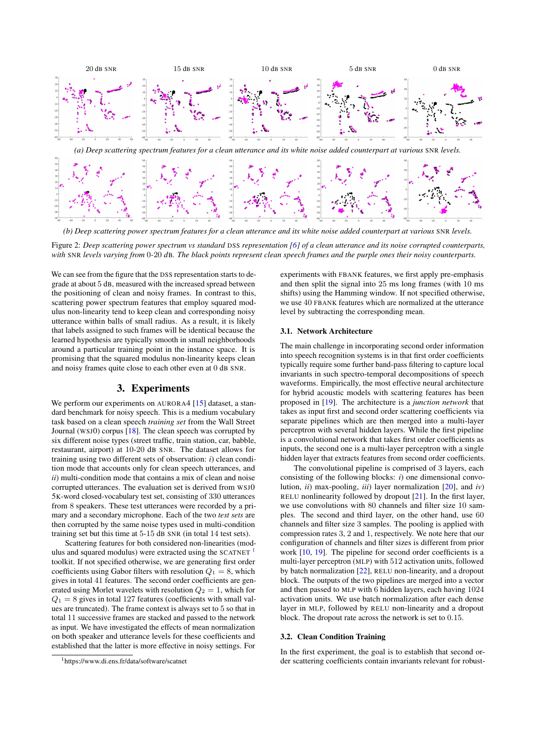*(a) Deep scattering spectrum features for a clean utterance and its white noise added counterpart at various SNR levels.*

*(b) Deep scattering power spectrum features for a clean utterance and its white noise added counterpart at various SNR levels.*

Figure 2: *Deep scattering power spectrum vs standard DSS representation [6] of a clean utterance and its noise corrupted counterparts, with SNR levels varying from 0-20 dB. The black points represent clean speech frames and the purple ones their noisy counterparts.*

We can see from the figure that the DSS representation starts to degrade at about 5 dB, measured with the increased spread between the positioning of clean and noisy frames. In contrast to this, scattering power spectrum features that employ squared modulus non-linearity tend to keep clean and corresponding noisy utterance within balls of small radius. As a result, it is likely that labels assigned to such frames will be identical because the learned hypothesis are typically smooth in small neighborhoods around a particular training point in the instance space. It is promising that the squared modulus non-linearity keeps clean and noisy frames quite close to each other even at 0 dB SNR.

## 3. Experiments

We perform our experiments on AURORA4 [15] dataset, a standard benchmark for noisy speech. This is a medium vocabulary task based on a clean speech *training set* from the Wall Street Journal (WSJ0) corpus [18]. The clean speech was corrupted by six different noise types (street traffic, train station, car, babble, restaurant, airport) at 10-20 dB SNR. The dataset allows for training using two different sets of observation: *i*) clean condition mode that accounts only for clean speech utterances, and *ii*) multi-condition mode that contains a mix of clean and noise corrupted utterances. The evaluation set is derived from WSJ0 5K-word closed-vocabulary test set, consisting of 330 utterances from 8 speakers. These test utterances were recorded by a primary and a secondary microphone. Each of the two *test sets* are then corrupted by the same noise types used in multi-condition training set but this time at 5-15 dB SNR (in total 14 test sets).

Scattering features for both considered non-linearities (modulus and squared modulus) were extracted using the SCATNET [1] toolkit. If not specified otherwise, we are generating first order coefficients using Gabor filters with resolution $Q_1 = 8$, which gives in total 41 features. The second order coefficients are generated using Morlet wavelets with resolution $Q_2 = 1$, which for $Q_1 = 8$ gives in total 127 features (coefficients with small values are truncated). The frame context is always set to 5 so that in total 11 successive frames are stacked and passed to the network as input. We have investigated the effects of mean normalization on both speaker and utterance levels for these coefficients and established that the latter is more effective in noisy settings. For experiments with FBANK features, we first apply pre-emphasis and then split the signal into 25 ms long frames (with 10 ms shifts) using the Hamming window. If not specified otherwise, we use 40 FBANK features which are normalized at the utterance level by subtracting the corresponding mean.

[1] https://www.di.ens.fr/data/software/scatnet

### 3.1. Network Architecture

The main challenge in incorporating second order information into speech recognition systems is in that first order coefficients typically require some further band-pass filtering to capture local invariants in such spectro-temporal decompositions of speech waveforms. Empirically, the most effective neural architecture for hybrid acoustic models with scattering features has been proposed in [19]. The architecture is a *junction network* that takes as input first and second order scattering coefficients via separate pipelines which are then merged into a multi-layer perceptron with several hidden layers. While the first pipeline is a convolutional network that takes first order coefficients as inputs, the second one is a multi-layer perceptron with a single hidden layer that extracts features from second order coefficients.

The convolutional pipeline is comprised of 3 layers, each consisting of the following blocks: *i*) one dimensional convolution, *ii*) max-pooling, *iii*) layer normalization [20], and *iv*) RELU nonlinearity followed by dropout [21]. In the first layer, we use convolutions with 80 channels and filter size 10 samples. The second and third layer, on the other hand, use 60 channels and filter size 3 samples. The pooling is applied with compression rates 3, 2 and 1, respectively. We note here that our configuration of channels and filter sizes is different from prior work [10, 19]. The pipeline for second order coefficients is a multi-layer perceptron (MLP) with 512 activation units, followed by batch normalization [22], RELU non-linearity, and a dropout block. The outputs of the two pipelines are merged into a vector and then passed to MLP with 6 hidden layers, each having 1024 activation units. We use batch normalization after each dense layer in MLP, followed by RELU non-linearity and a dropout block. The dropout rate across the network is set to 0.15.

### 3.2. Clean Condition Training

In the first experiment, the goal is to establish that second order scattering coefficients contain invariants relevant for robust-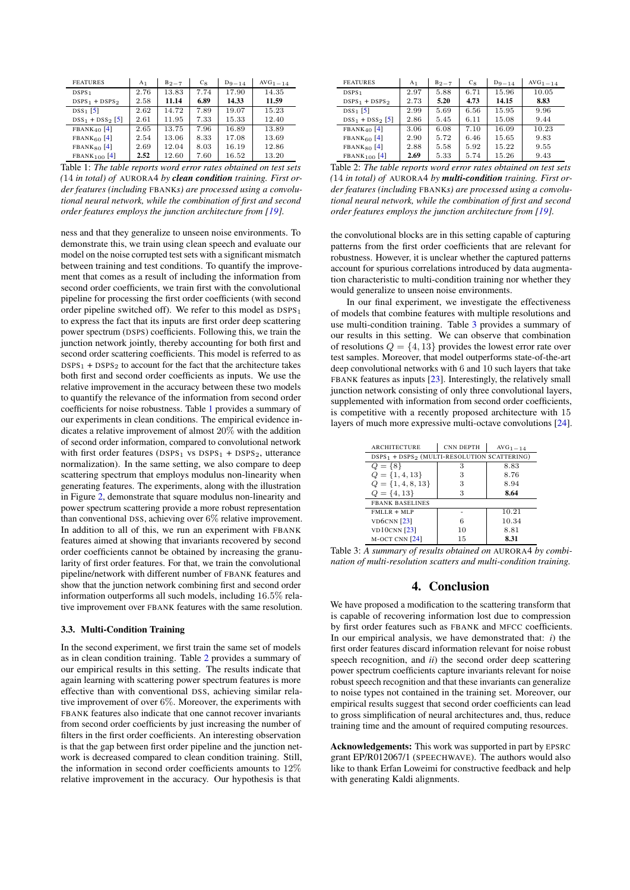| FEATURES | $A_1$ | $B_{2-7}$ | $C_8$ | $D_{9-14}$ | $AVG_{1-14}$ |
|---|---|---|---|---|---|
| $DSPS_1$ | 2.76 | 13.83 | 7.74 | 17.90 | 14.35 |
| $DSPS_1 + DSPS_2$ | 2.58 | **11.14** | **6.89** | **14.33** | **11.59** |
| $DSS_1$ [5] | 2.62 | 14.72 | 7.89 | 19.07 | 15.23 |
| $DSS_1 + DSS_2$ [5] | 2.61 | 11.95 | 7.33 | 15.33 | 12.40 |
| $FBANK_{40}$ [4] | 2.65 | 13.75 | 7.96 | 16.89 | 13.89 |
| $FBANK_{60}$ [4] | 2.54 | 13.06 | 8.33 | 17.08 | 13.69 |
| $FBANK_{80}$ [4] | 2.69 | 12.04 | 8.03 | 16.19 | 12.86 |
| $FBANK_{100}$ [4] | **2.52** | 12.60 | 7.60 | 16.52 | 13.20 |

Table 1: *The table reports word error rates obtained on test sets (14 in total) of* AURORA4 *by* ***clean condition*** *training. First order features (including* FBANK*s) are processed using a convolutional neural network, while the combination of first and second order features employs the junction architecture from [19].*

ness and that they generalize to unseen noise environments. To demonstrate this, we train using clean speech and evaluate our model on the noise corrupted test sets with a significant mismatch between training and test conditions. To quantify the improvement that comes as a result of including the information from second order coefficients, we train first with the convolutional pipeline for processing the first order coefficients (with second order pipeline switched off). We refer to this model as $DSPS_1$ to express the fact that its inputs are first order deep scattering power spectrum (DSPS) coefficients. Following this, we train the junction network jointly, thereby accounting for both first and second order scattering coefficients. This model is referred to as $DSPS_1 + DSPS_2$ to account for the fact that the architecture takes both first and second order coefficients as inputs. We use the relative improvement in the accuracy between these two models to quantify the relevance of the information from second order coefficients for noise robustness. Table 1 provides a summary of our experiments in clean conditions. The empirical evidence indicates a relative improvement of almost 20% with the addition of second order information, compared to convolutional network with first order features ($DSPS_1$ vs $DSPS_1 + DSPS_2$, utterance normalization). In the same setting, we also compare to deep scattering spectrum that employs modulus non-linearity when generating features. The experiments, along with the illustration in Figure 2, demonstrate that square modulus non-linearity and power spectrum scattering provide a more robust representation than conventional DSS, achieving over 6% relative improvement. In addition to all of this, we run an experiment with FBANK features aimed at showing that invariants recovered by second order coefficients cannot be obtained by increasing the granularity of first order features. For that, we train the convolutional pipeline/network with different number of FBANK features and show that the junction network combining first and second order information outperforms all such models, including 16.5% relative improvement over FBANK features with the same resolution.

### 3.3. Multi-Condition Training

In the second experiment, we first train the same set of models as in clean condition training. Table 2 provides a summary of our empirical results in this setting. The results indicate that again learning with scattering power spectrum features is more effective than with conventional DSS, achieving similar relative improvement of over 6%. Moreover, the experiments with FBANK features also indicate that one cannot recover invariants from second order coefficients by just increasing the number of filters in the first order coefficients. An interesting observation is that the gap between first order pipeline and the junction network is decreased compared to clean condition training. Still, the information in second order coefficients amounts to 12% relative improvement in the accuracy. Our hypothesis is that

| FEATURES | $A_1$ | $B_{2-7}$ | $C_8$ | $D_{9-14}$ | $AVG_{1-14}$ |
|---|---|---|---|---|---|
| $DSPS_1$ | 2.97 | 5.88 | 6.71 | 15.96 | 10.05 |
| $DSPS_1 + DSPS_2$ | 2.73 | **5.20** | **4.73** | **14.15** | **8.83** |
| $DSS_1$ [5] | 2.99 | 5.69 | 6.56 | 15.95 | 9.96 |
| $DSS_1 + DSS_2$ [5] | 2.86 | 5.45 | 6.11 | 15.08 | 9.44 |
| $FBANK_{40}$ [4] | 3.06 | 6.08 | 7.10 | 16.09 | 10.23 |
| $FBANK_{60}$ [4] | 2.90 | 5.72 | 6.46 | 15.65 | 9.83 |
| $FBANK_{80}$ [4] | 2.88 | 5.58 | 5.92 | 15.22 | 9.55 |
| $FBANK_{100}$ [4] | **2.69** | 5.33 | 5.74 | 15.26 | 9.43 |

Table 2: *The table reports word error rates obtained on test sets (14 in total) of* AURORA4 *by* ***multi-condition*** *training. First order features (including* FBANK*s) are processed using a convolutional neural network, while the combination of first and second order features employs the junction architecture from [19].*

the convolutional blocks are in this setting capable of capturing patterns from the first order coefficients that are relevant for robustness. However, it is unclear whether the captured patterns account for spurious correlations introduced by data augmentation characteristic to multi-condition training nor whether they would generalize to unseen noise environments.

In our final experiment, we investigate the effectiveness of models that combine features with multiple resolutions and use multi-condition training. Table 3 provides a summary of our results in this setting. We can observe that combination of resolutions $Q = \{4, 13\}$ provides the lowest error rate over test samples. Moreover, that model outperforms state-of-the-art deep convolutional networks with 6 and 10 such layers that take FBANK features as inputs [23]. Interestingly, the relatively small junction network consisting of only three convolutional layers, supplemented with information from second order coefficients, is competitive with a recently proposed architecture with 15 layers of much more expressive multi-octave convolutions [24].

| ARCHITECTURE | CNN DEPTH | $AVG_{1-14}$ |
|---|---|---|
| $DSPS_1 + DSPS_2$ (MULTI-RESOLUTION SCATTERING) | | |
| $Q = \{8\}$ | 3 | 8.83 |
| $Q = \{1, 4, 13\}$ | 3 | 8.76 |
| $Q = \{1, 4, 8, 13\}$ | 3 | 8.94 |
| $Q = \{4, 13\}$ | 3 | **8.64** |
| FBANK BASELINES | | |
| FMLLR + MLP | - | 10.21 |
| VD6CNN [23] | 6 | 10.34 |
| VD10CNN [23] | 10 | 8.81 |
| M-OCT CNN [24] | 15 | **8.31** |

Table 3: *A summary of results obtained on* AURORA4 *by combination of multi-resolution scatters and multi-condition training.*

## 4. Conclusion

We have proposed a modification to the scattering transform that is capable of recovering information lost due to compression by first order features such as FBANK and MFCC coefficients. In our empirical analysis, we have demonstrated that: *i*) the first order features discard information relevant for noise robust speech recognition, and *ii*) the second order deep scattering power spectrum coefficients capture invariants relevant for noise robust speech recognition and that these invariants can generalize to noise types not contained in the training set. Moreover, our empirical results suggest that second order coefficients can lead to gross simplification of neural architectures and, thus, reduce training time and the amount of required computing resources.

**Acknowledgements:** This work was supported in part by EPSRC grant EP/R012067/1 (SPEECHWAVE). The authors would also like to thank Erfan Loweimi for constructive feedback and help with generating Kaldi alignments.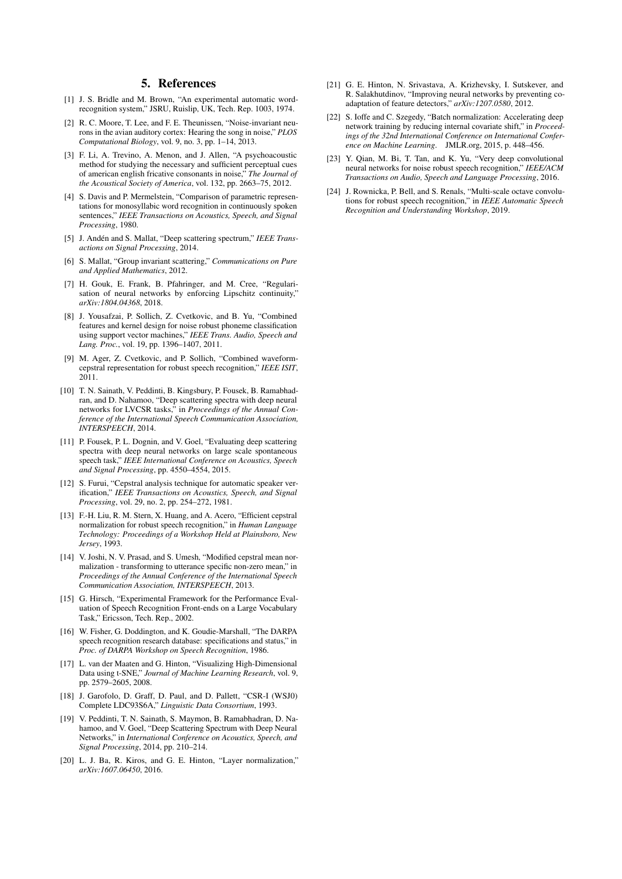## 5. References

[1] J. S. Bridle and M. Brown, "An experimental automatic word-recognition system," JSRU, Ruislip, UK, Tech. Rep. 1003, 1974.

[2] R. C. Moore, T. Lee, and F. E. Theunissen, "Noise-invariant neurons in the avian auditory cortex: Hearing the song in noise," *PLOS Computational Biology*, vol. 9, no. 3, pp. 1–14, 2013.

[3] F. Li, A. Trevino, A. Menon, and J. Allen, "A psychoacoustic method for studying the necessary and sufficient perceptual cues of american english fricative consonants in noise," *The Journal of the Acoustical Society of America*, vol. 132, pp. 2663–75, 2012.

[4] S. Davis and P. Mermelstein, "Comparison of parametric representations for monosyllabic word recognition in continuously spoken sentences," *IEEE Transactions on Acoustics, Speech, and Signal Processing*, 1980.

[5] J. Andén and S. Mallat, "Deep scattering spectrum," *IEEE Transactions on Signal Processing*, 2014.

[6] S. Mallat, "Group invariant scattering," *Communications on Pure and Applied Mathematics*, 2012.

[7] H. Gouk, E. Frank, B. Pfahringer, and M. Cree, "Regularisation of neural networks by enforcing Lipschitz continuity," *arXiv:1804.04368*, 2018.

[8] J. Yousafzai, P. Sollich, Z. Cvetkovic, and B. Yu, "Combined features and kernel design for noise robust phoneme classification using support vector machines," *IEEE Trans. Audio, Speech and Lang. Proc.*, vol. 19, pp. 1396–1407, 2011.

[9] M. Ager, Z. Cvetkovic, and P. Sollich, "Combined waveform-cepstral representation for robust speech recognition," *IEEE ISIT*, 2011.

[10] T. N. Sainath, V. Peddinti, B. Kingsbury, P. Fousek, B. Ramabhadran, and D. Nahamoo, "Deep scattering spectra with deep neural networks for LVCSR tasks," in *Proceedings of the Annual Conference of the International Speech Communication Association, INTERSPEECH*, 2014.

[11] P. Fousek, P. L. Dognin, and V. Goel, "Evaluating deep scattering spectra with deep neural networks on large scale spontaneous speech task," *IEEE International Conference on Acoustics, Speech and Signal Processing*, pp. 4550–4554, 2015.

[12] S. Furui, "Cepstral analysis technique for automatic speaker verification," *IEEE Transactions on Acoustics, Speech, and Signal Processing*, vol. 29, no. 2, pp. 254–272, 1981.

[13] F.-H. Liu, R. M. Stern, X. Huang, and A. Acero, "Efficient cepstral normalization for robust speech recognition," in *Human Language Technology: Proceedings of a Workshop Held at Plainsboro, New Jersey*, 1993.

[14] V. Joshi, N. V. Prasad, and S. Umesh, "Modified cepstral mean normalization - transforming to utterance specific non-zero mean," in *Proceedings of the Annual Conference of the International Speech Communication Association, INTERSPEECH*, 2013.

[15] G. Hirsch, "Experimental Framework for the Performance Evaluation of Speech Recognition Front-ends on a Large Vocabulary Task," Ericsson, Tech. Rep., 2002.

[16] W. Fisher, G. Doddington, and K. Goudie-Marshall, "The DARPA speech recognition research database: specifications and status," in *Proc. of DARPA Workshop on Speech Recognition*, 1986.

[17] L. van der Maaten and G. Hinton, "Visualizing High-Dimensional Data using t-SNE," *Journal of Machine Learning Research*, vol. 9, pp. 2579–2605, 2008.

[18] J. Garofolo, D. Graff, D. Paul, and D. Pallett, "CSR-I (WSJ0) Complete LDC93S6A," *Linguistic Data Consortium*, 1993.

[19] V. Peddinti, T. N. Sainath, S. Maymon, B. Ramabhadran, D. Nahamoo, and V. Goel, "Deep Scattering Spectrum with Deep Neural Networks," in *International Conference on Acoustics, Speech, and Signal Processing*, 2014, pp. 210–214.

[20] L. J. Ba, R. Kiros, and G. E. Hinton, "Layer normalization," *arXiv:1607.06450*, 2016.

[21] G. E. Hinton, N. Srivastava, A. Krizhevsky, I. Sutskever, and R. Salakhutdinov, "Improving neural networks by preventing co-adaptation of feature detectors," *arXiv:1207.0580*, 2012.

[22] S. Ioffe and C. Szegedy, "Batch normalization: Accelerating deep network training by reducing internal covariate shift," in *Proceedings of the 32nd International Conference on International Conference on Machine Learning*. JMLR.org, 2015, p. 448–456.

[23] Y. Qian, M. Bi, T. Tan, and K. Yu, "Very deep convolutional neural networks for noise robust speech recognition," *IEEE/ACM Transactions on Audio, Speech and Language Processing*, 2016.

[24] J. Rownicka, P. Bell, and S. Renals, "Multi-scale octave convolutions for robust speech recognition," in *IEEE Automatic Speech Recognition and Understanding Workshop*, 2019.